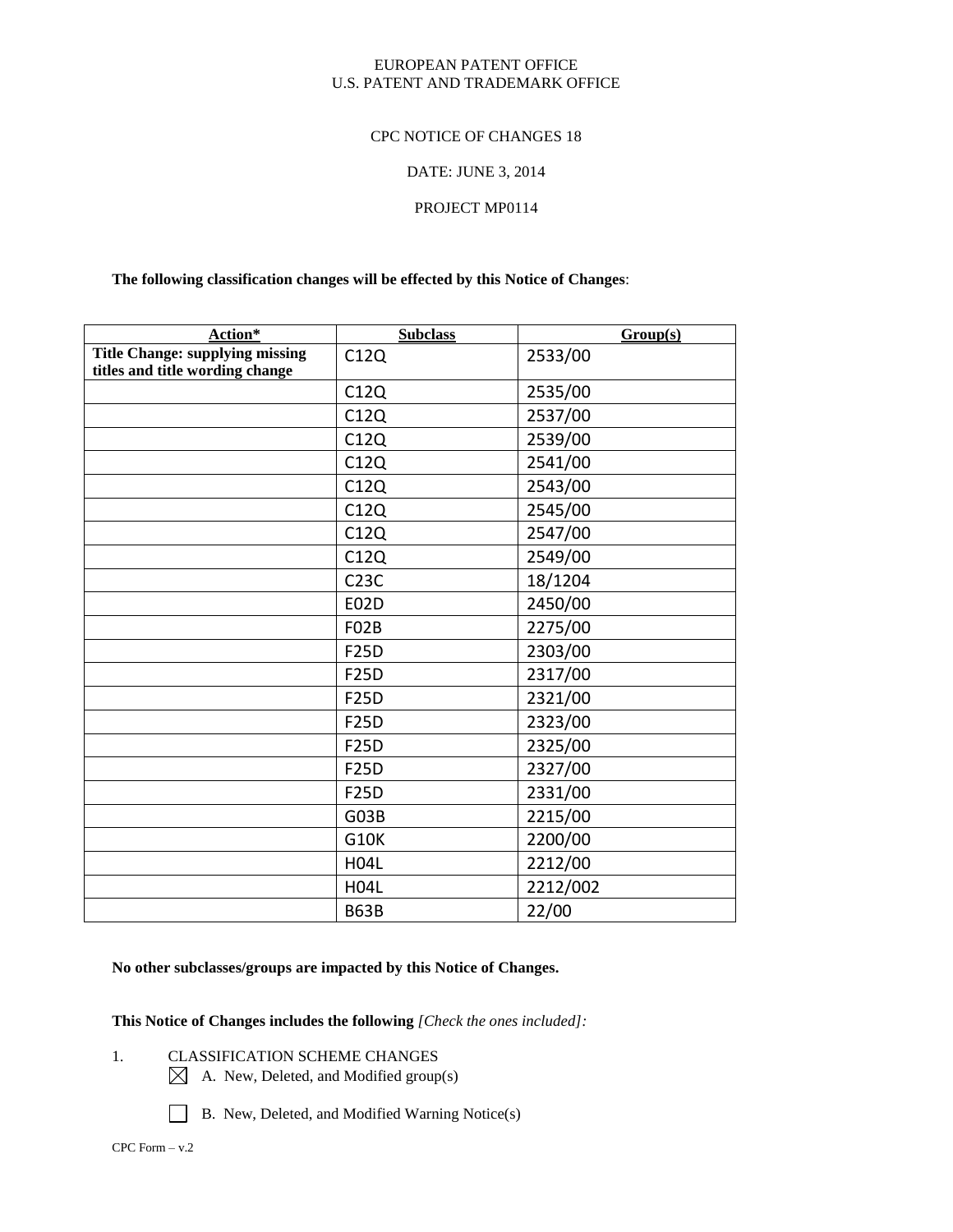EUROPEAN PATENT OFFICE
U.S. PATENT AND TRADEMARK OFFICE

CPC NOTICE OF CHANGES 18

DATE: JUNE 3, 2014

PROJECT MP0114

**The following classification changes will be effected by this Notice of Changes**:

| Action* | Subclass | Group(s) |
|---|---|---|
| **Title Change: supplying missing titles and title wording change** | C12Q | 2533/00 |
| | C12Q | 2535/00 |
| | C12Q | 2537/00 |
| | C12Q | 2539/00 |
| | C12Q | 2541/00 |
| | C12Q | 2543/00 |
| | C12Q | 2545/00 |
| | C12Q | 2547/00 |
| | C12Q | 2549/00 |
| | C23C | 18/1204 |
| | E02D | 2450/00 |
| | F02B | 2275/00 |
| | F25D | 2303/00 |
| | F25D | 2317/00 |
| | F25D | 2321/00 |
| | F25D | 2323/00 |
| | F25D | 2325/00 |
| | F25D | 2327/00 |
| | F25D | 2331/00 |
| | G03B | 2215/00 |
| | G10K | 2200/00 |
| | H04L | 2212/00 |
| | H04L | 2212/002 |
| | B63B | 22/00 |

**No other subclasses/groups are impacted by this Notice of Changes.**

**This Notice of Changes includes the following** *[Check the ones included]:*

1. CLASSIFICATION SCHEME CHANGES
   - [X] A. New, Deleted, and Modified group(s)
   - [ ] B. New, Deleted, and Modified Warning Notice(s)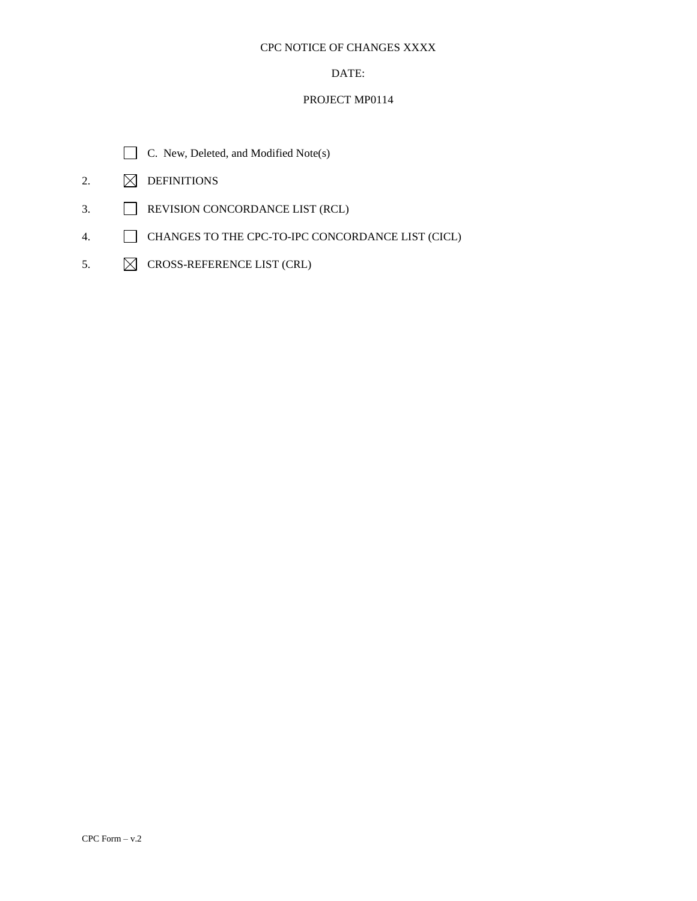CPC NOTICE OF CHANGES XXXX

DATE:

PROJECT MP0114

☐ C. New, Deleted, and Modified Note(s)

2. ☒ DEFINITIONS

3. ☐ REVISION CONCORDANCE LIST (RCL)

4. ☐ CHANGES TO THE CPC-TO-IPC CONCORDANCE LIST (CICL)

5. ☒ CROSS-REFERENCE LIST (CRL)

CPC Form – v.2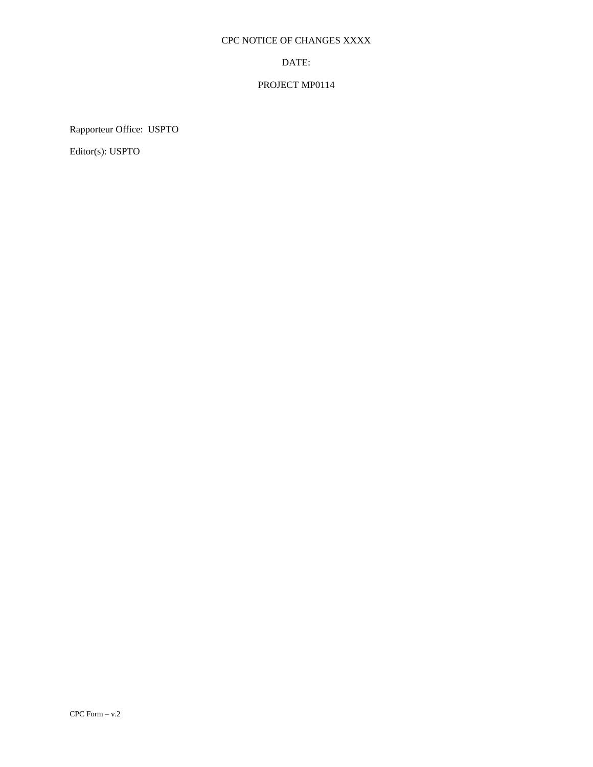CPC NOTICE OF CHANGES XXXX

DATE:

PROJECT MP0114

Rapporteur Office: USPTO

Editor(s): USPTO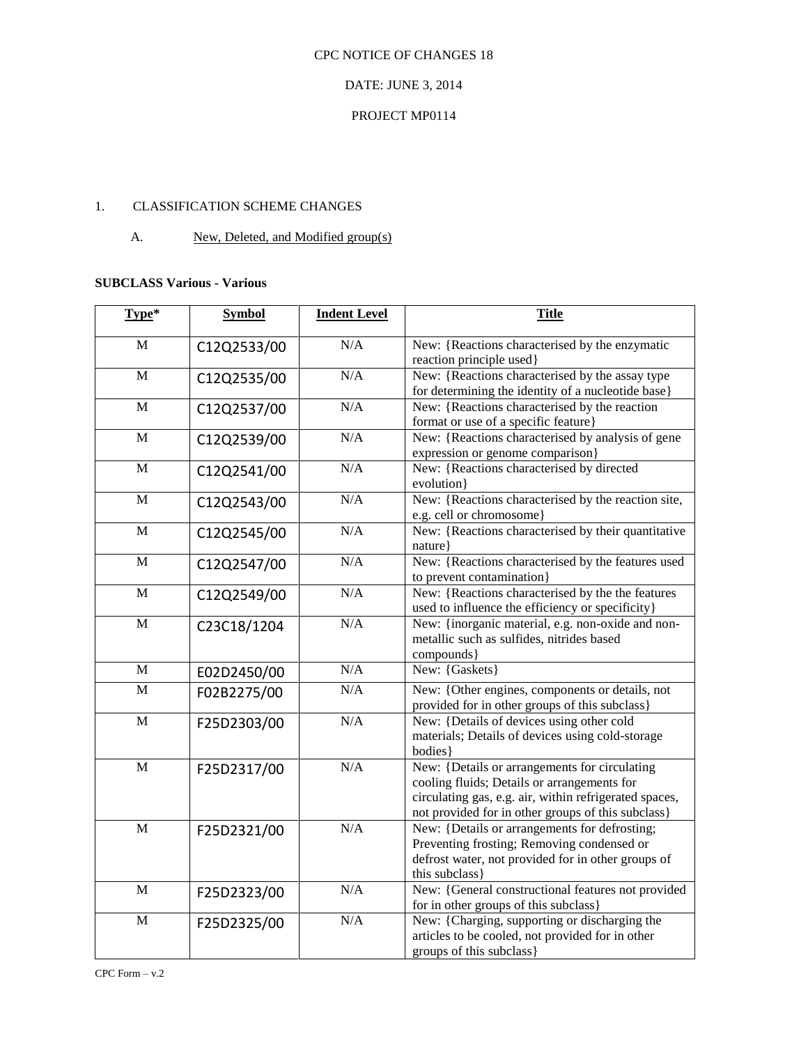CPC NOTICE OF CHANGES 18

DATE: JUNE 3, 2014

PROJECT MP0114

1. CLASSIFICATION SCHEME CHANGES

A. New, Deleted, and Modified group(s)

**SUBCLASS Various - Various**

| Type* | Symbol | Indent Level | Title |
|---|---|---|---|
| M | C12Q2533/00 | N/A | New: {Reactions characterised by the enzymatic reaction principle used} |
| M | C12Q2535/00 | N/A | New: {Reactions characterised by the assay type for determining the identity of a nucleotide base} |
| M | C12Q2537/00 | N/A | New: {Reactions characterised by the reaction format or use of a specific feature} |
| M | C12Q2539/00 | N/A | New: {Reactions characterised by analysis of gene expression or genome comparison} |
| M | C12Q2541/00 | N/A | New: {Reactions characterised by directed evolution} |
| M | C12Q2543/00 | N/A | New: {Reactions characterised by the reaction site, e.g. cell or chromosome} |
| M | C12Q2545/00 | N/A | New: {Reactions characterised by their quantitative nature} |
| M | C12Q2547/00 | N/A | New: {Reactions characterised by the features used to prevent contamination} |
| M | C12Q2549/00 | N/A | New: {Reactions characterised by the the features used to influence the efficiency or specificity} |
| M | C23C18/1204 | N/A | New: {inorganic material, e.g. non-oxide and non-metallic such as sulfides, nitrides based compounds} |
| M | E02D2450/00 | N/A | New: {Gaskets} |
| M | F02B2275/00 | N/A | New: {Other engines, components or details, not provided for in other groups of this subclass} |
| M | F25D2303/00 | N/A | New: {Details of devices using other cold materials; Details of devices using cold-storage bodies} |
| M | F25D2317/00 | N/A | New: {Details or arrangements for circulating cooling fluids; Details or arrangements for circulating gas, e.g. air, within refrigerated spaces, not provided for in other groups of this subclass} |
| M | F25D2321/00 | N/A | New: {Details or arrangements for defrosting; Preventing frosting; Removing condensed or defrost water, not provided for in other groups of this subclass} |
| M | F25D2323/00 | N/A | New: {General constructional features not provided for in other groups of this subclass} |
| M | F25D2325/00 | N/A | New: {Charging, supporting or discharging the articles to be cooled, not provided for in other groups of this subclass} |

CPC Form – v.2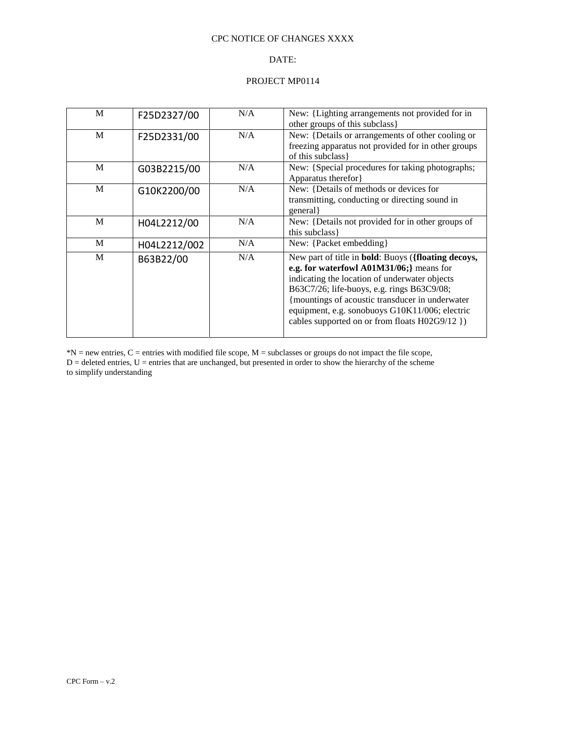CPC NOTICE OF CHANGES XXXX

DATE:

PROJECT MP0114

| | | | |
|---|---|---|---|
| M | F25D2327/00 | N/A | New: {Lighting arrangements not provided for in other groups of this subclass} |
| M | F25D2331/00 | N/A | New: {Details or arrangements of other cooling or freezing apparatus not provided for in other groups of this subclass} |
| M | G03B2215/00 | N/A | New: {Special procedures for taking photographs; Apparatus therefor} |
| M | G10K2200/00 | N/A | New: {Details of methods or devices for transmitting, conducting or directing sound in general} |
| M | H04L2212/00 | N/A | New: {Details not provided for in other groups of this subclass} |
| M | H04L2212/002 | N/A | New: {Packet embedding} |
| M | B63B22/00 | N/A | New part of title in **bold**: Buoys (**{floating decoys, e.g. for waterfowl A01M31/06;}** means for indicating the location of underwater objects B63C7/26; life-buoys, e.g. rings B63C9/08; {mountings of acoustic transducer in underwater equipment, e.g. sonobuoys G10K11/006; electric cables supported on or from floats H02G9/12 }) |

*N = new entries, C = entries with modified file scope, M = subclasses or groups do not impact the file scope, D = deleted entries, U = entries that are unchanged, but presented in order to show the hierarchy of the scheme to simplify understanding

CPC Form – v.2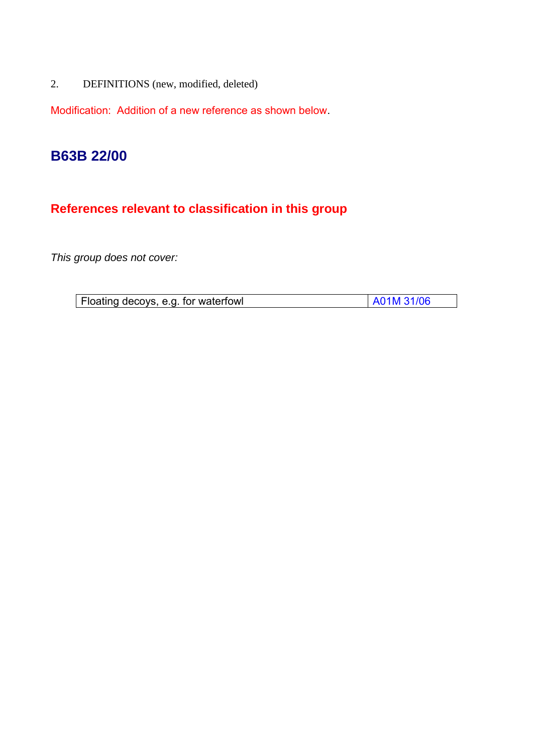2. DEFINITIONS (new, modified, deleted)

Modification: Addition of a new reference as shown below.

## B63B 22/00

### References relevant to classification in this group

*This group does not cover:*

| Floating decoys, e.g. for waterfowl | A01M 31/06 |
|---|---|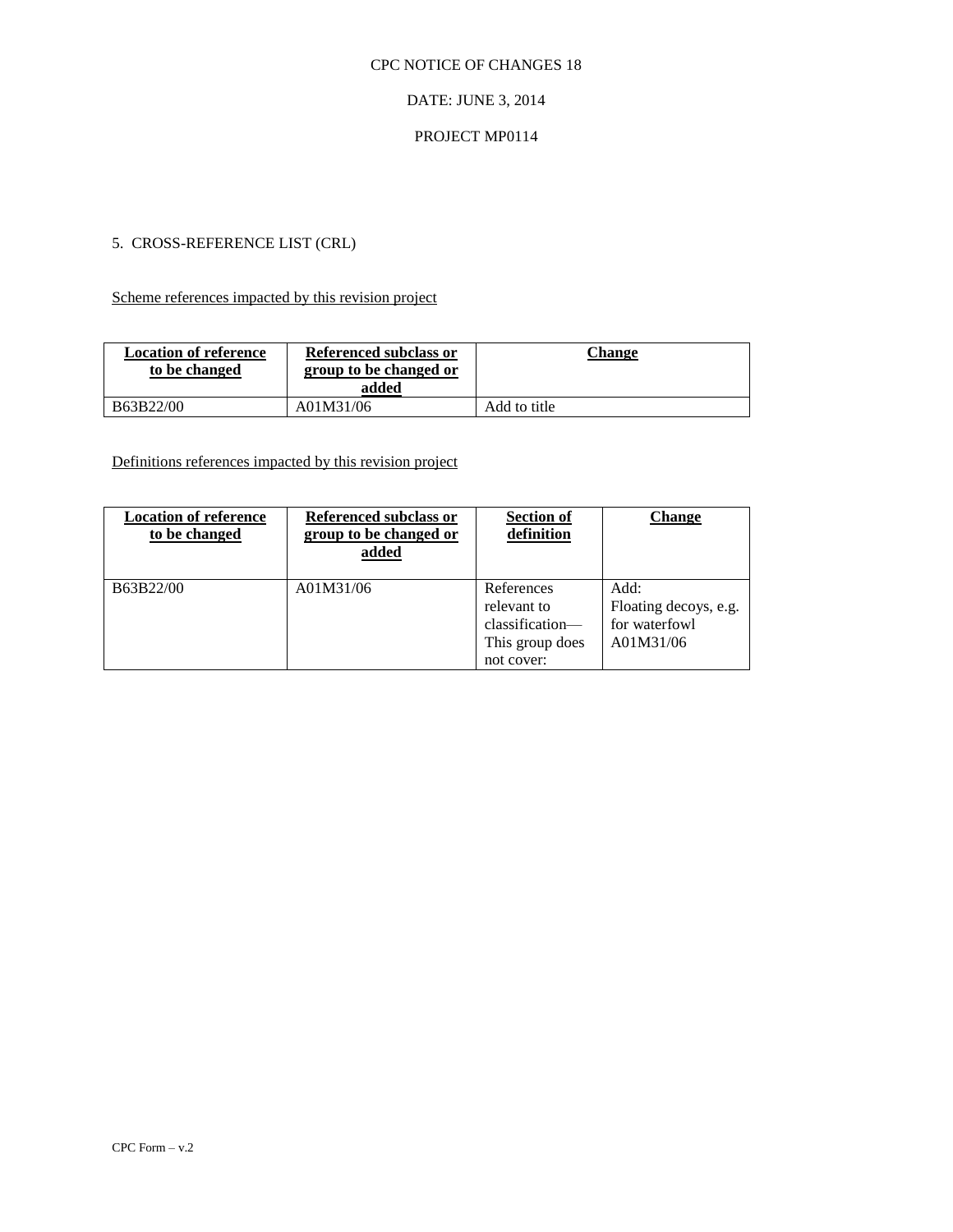CPC NOTICE OF CHANGES 18

DATE: JUNE 3, 2014

PROJECT MP0114

5. CROSS-REFERENCE LIST (CRL)

Scheme references impacted by this revision project

| **Location of reference to be changed** | **Referenced subclass or group to be changed or added** | **Change** |
|---|---|---|
| B63B22/00 | A01M31/06 | Add to title |

Definitions references impacted by this revision project

| **Location of reference to be changed** | **Referenced subclass or group to be changed or added** | **Section of definition** | **Change** |
|---|---|---|---|
| B63B22/00 | A01M31/06 | References relevant to classification—This group does not cover: | Add: Floating decoys, e.g. for waterfowl A01M31/06 |

CPC Form – v.2